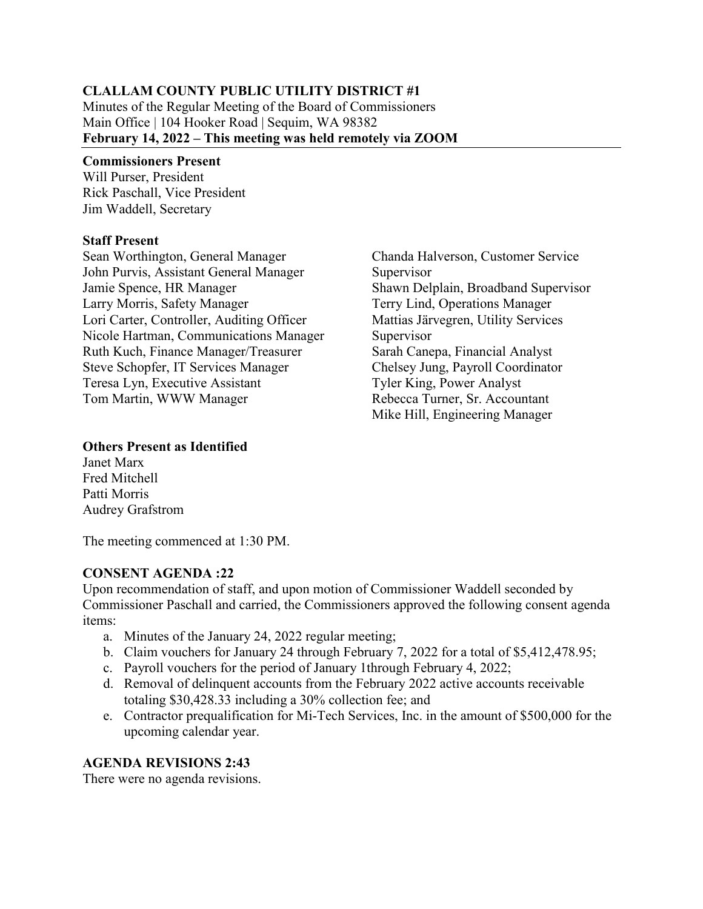**CLALLAM COUNTY PUBLIC UTILITY DISTRICT #1**
Minutes of the Regular Meeting of the Board of Commissioners
Main Office | 104 Hooker Road | Sequim, WA 98382
**February 14, 2022 – This meeting was held remotely via ZOOM**

**Commissioners Present**
Will Purser, President
Rick Paschall, Vice President
Jim Waddell, Secretary

**Staff Present**
Sean Worthington, General Manager
John Purvis, Assistant General Manager
Jamie Spence, HR Manager
Larry Morris, Safety Manager
Lori Carter, Controller, Auditing Officer
Nicole Hartman, Communications Manager
Ruth Kuch, Finance Manager/Treasurer
Steve Schopfer, IT Services Manager
Teresa Lyn, Executive Assistant
Tom Martin, WWW Manager
Chanda Halverson, Customer Service Supervisor
Shawn Delplain, Broadband Supervisor
Terry Lind, Operations Manager
Mattias Järvegren, Utility Services Supervisor
Sarah Canepa, Financial Analyst
Chelsey Jung, Payroll Coordinator
Tyler King, Power Analyst
Rebecca Turner, Sr. Accountant
Mike Hill, Engineering Manager

**Others Present as Identified**
Janet Marx
Fred Mitchell
Patti Morris
Audrey Grafstrom

The meeting commenced at 1:30 PM.

**CONSENT AGENDA :22**
Upon recommendation of staff, and upon motion of Commissioner Waddell seconded by Commissioner Paschall and carried, the Commissioners approved the following consent agenda items:

a. Minutes of the January 24, 2022 regular meeting;
b. Claim vouchers for January 24 through February 7, 2022 for a total of $5,412,478.95;
c. Payroll vouchers for the period of January 1through February 4, 2022;
d. Removal of delinquent accounts from the February 2022 active accounts receivable totaling $30,428.33 including a 30% collection fee; and
e. Contractor prequalification for Mi-Tech Services, Inc. in the amount of $500,000 for the upcoming calendar year.

**AGENDA REVISIONS 2:43**
There were no agenda revisions.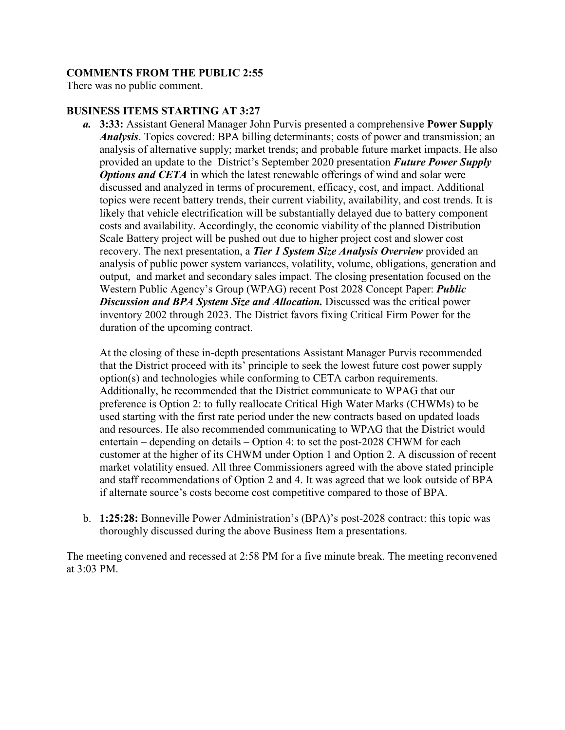**COMMENTS FROM THE PUBLIC 2:55**
There was no public comment.

**BUSINESS ITEMS STARTING AT 3:27**

*a.* **3:33:** Assistant General Manager John Purvis presented a comprehensive **Power Supply *Analysis***. Topics covered: BPA billing determinants; costs of power and transmission; an analysis of alternative supply; market trends; and probable future market impacts. He also provided an update to the District's September 2020 presentation ***Future Power Supply Options and CETA*** in which the latest renewable offerings of wind and solar were discussed and analyzed in terms of procurement, efficacy, cost, and impact. Additional topics were recent battery trends, their current viability, availability, and cost trends. It is likely that vehicle electrification will be substantially delayed due to battery component costs and availability. Accordingly, the economic viability of the planned Distribution Scale Battery project will be pushed out due to higher project cost and slower cost recovery. The next presentation, a ***Tier 1 System Size Analysis Overview*** provided an analysis of public power system variances, volatility, volume, obligations, generation and output, and market and secondary sales impact. The closing presentation focused on the Western Public Agency's Group (WPAG) recent Post 2028 Concept Paper: ***Public Discussion and BPA System Size and Allocation.*** Discussed was the critical power inventory 2002 through 2023. The District favors fixing Critical Firm Power for the duration of the upcoming contract.

At the closing of these in-depth presentations Assistant Manager Purvis recommended that the District proceed with its' principle to seek the lowest future cost power supply option(s) and technologies while conforming to CETA carbon requirements. Additionally, he recommended that the District communicate to WPAG that our preference is Option 2: to fully reallocate Critical High Water Marks (CHWMs) to be used starting with the first rate period under the new contracts based on updated loads and resources. He also recommended communicating to WPAG that the District would entertain – depending on details – Option 4: to set the post-2028 CHWM for each customer at the higher of its CHWM under Option 1 and Option 2. A discussion of recent market volatility ensued. All three Commissioners agreed with the above stated principle and staff recommendations of Option 2 and 4. It was agreed that we look outside of BPA if alternate source's costs become cost competitive compared to those of BPA.

b. **1:25:28:** Bonneville Power Administration's (BPA)'s post-2028 contract: this topic was thoroughly discussed during the above Business Item a presentations.

The meeting convened and recessed at 2:58 PM for a five minute break. The meeting reconvened at 3:03 PM.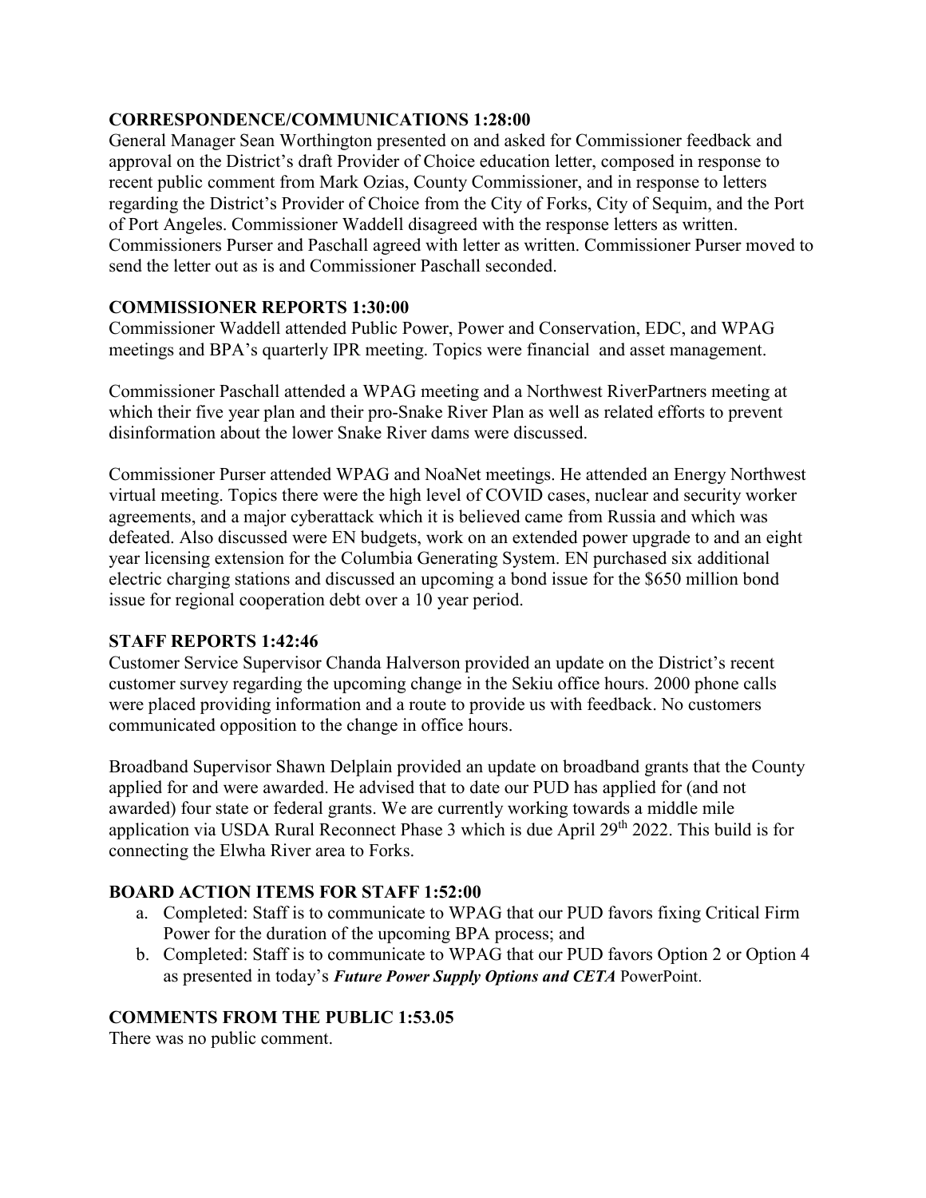**CORRESPONDENCE/COMMUNICATIONS 1:28:00**

General Manager Sean Worthington presented on and asked for Commissioner feedback and approval on the District's draft Provider of Choice education letter, composed in response to recent public comment from Mark Ozias, County Commissioner, and in response to letters regarding the District's Provider of Choice from the City of Forks, City of Sequim, and the Port of Port Angeles. Commissioner Waddell disagreed with the response letters as written. Commissioners Purser and Paschall agreed with letter as written. Commissioner Purser moved to send the letter out as is and Commissioner Paschall seconded.

**COMMISSIONER REPORTS 1:30:00**

Commissioner Waddell attended Public Power, Power and Conservation, EDC, and WPAG meetings and BPA's quarterly IPR meeting. Topics were financial and asset management.

Commissioner Paschall attended a WPAG meeting and a Northwest RiverPartners meeting at which their five year plan and their pro-Snake River Plan as well as related efforts to prevent disinformation about the lower Snake River dams were discussed.

Commissioner Purser attended WPAG and NoaNet meetings. He attended an Energy Northwest virtual meeting. Topics there were the high level of COVID cases, nuclear and security worker agreements, and a major cyberattack which it is believed came from Russia and which was defeated. Also discussed were EN budgets, work on an extended power upgrade to and an eight year licensing extension for the Columbia Generating System. EN purchased six additional electric charging stations and discussed an upcoming a bond issue for the $650 million bond issue for regional cooperation debt over a 10 year period.

**STAFF REPORTS 1:42:46**

Customer Service Supervisor Chanda Halverson provided an update on the District's recent customer survey regarding the upcoming change in the Sekiu office hours. 2000 phone calls were placed providing information and a route to provide us with feedback. No customers communicated opposition to the change in office hours.

Broadband Supervisor Shawn Delplain provided an update on broadband grants that the County applied for and were awarded. He advised that to date our PUD has applied for (and not awarded) four state or federal grants. We are currently working towards a middle mile application via USDA Rural Reconnect Phase 3 which is due April 29th 2022. This build is for connecting the Elwha River area to Forks.

**BOARD ACTION ITEMS FOR STAFF 1:52:00**

a. Completed: Staff is to communicate to WPAG that our PUD favors fixing Critical Firm Power for the duration of the upcoming BPA process; and
b. Completed: Staff is to communicate to WPAG that our PUD favors Option 2 or Option 4 as presented in today's ***Future Power Supply Options and CETA*** PowerPoint.

**COMMENTS FROM THE PUBLIC 1:53.05**

There was no public comment.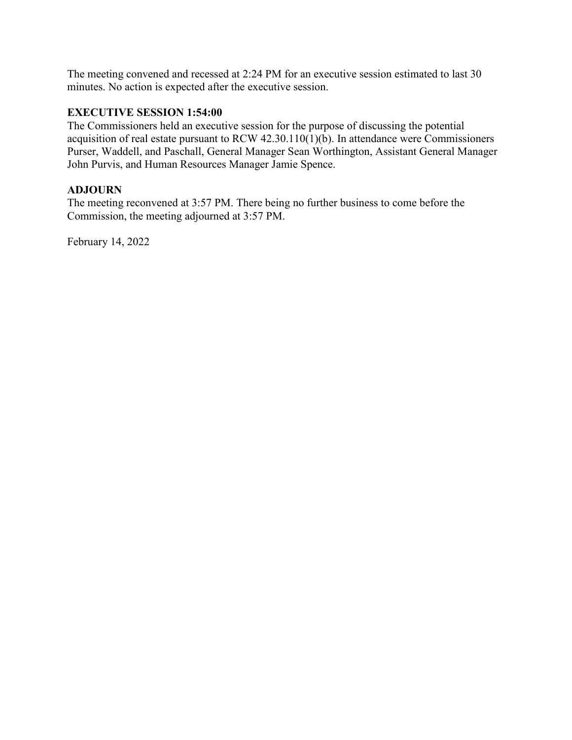The meeting convened and recessed at 2:24 PM for an executive session estimated to last 30 minutes. No action is expected after the executive session.

**EXECUTIVE SESSION 1:54:00**

The Commissioners held an executive session for the purpose of discussing the potential acquisition of real estate pursuant to RCW 42.30.110(1)(b). In attendance were Commissioners Purser, Waddell, and Paschall, General Manager Sean Worthington, Assistant General Manager John Purvis, and Human Resources Manager Jamie Spence.

**ADJOURN**

The meeting reconvened at 3:57 PM. There being no further business to come before the Commission, the meeting adjourned at 3:57 PM.

February 14, 2022